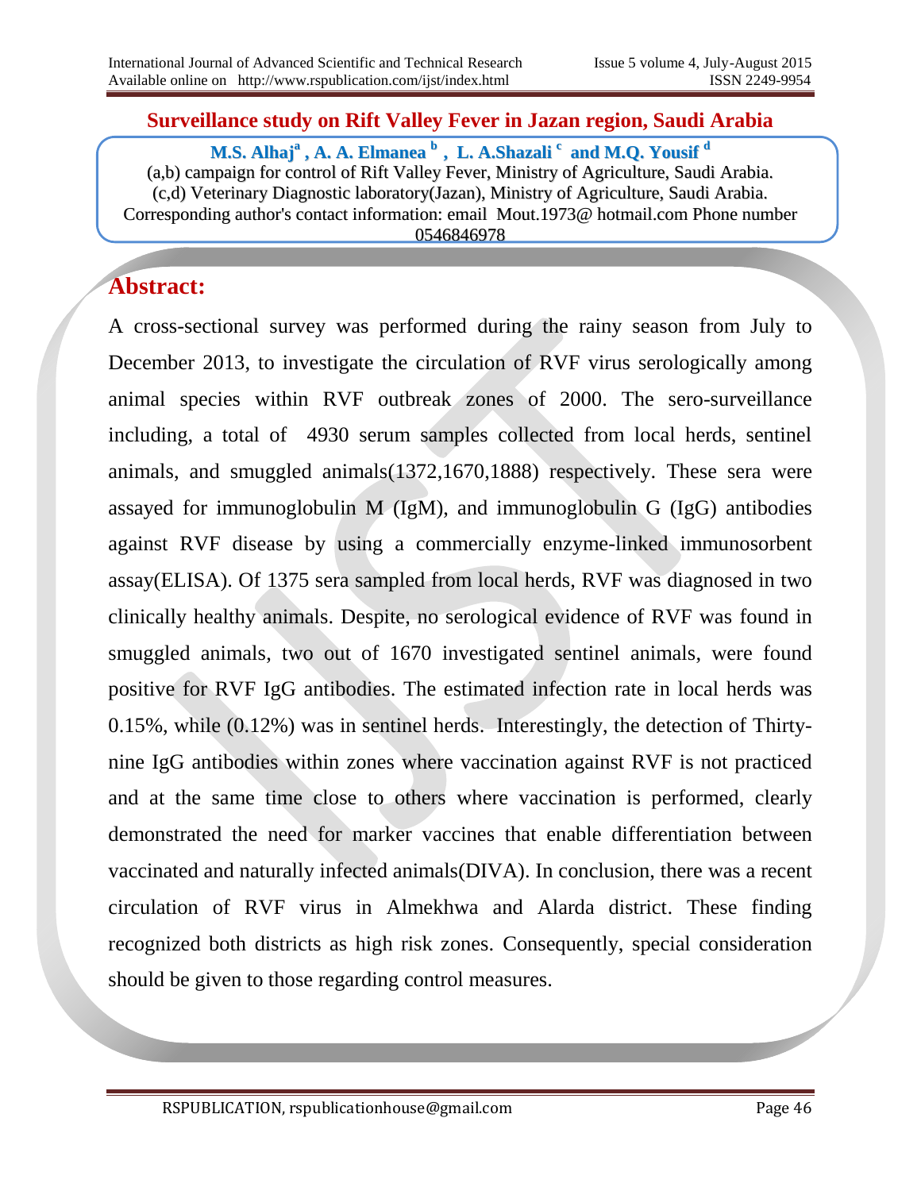# Surveillance study on Rift Valley Fever in Jazan region, Saudi Arabia

**M.S. Alhaj[a] , A. A. Elmanea [b] , L. A.Shazali [c] and M.Q. Yousif [d]**

(a,b) campaign for control of Rift Valley Fever, Ministry of Agriculture, Saudi Arabia.
(c,d) Veterinary Diagnostic laboratory(Jazan), Ministry of Agriculture, Saudi Arabia.
Corresponding author's contact information: email Mout.1973@ hotmail.com Phone number 0546846978

## Abstract:

A cross-sectional survey was performed during the rainy season from July to December 2013, to investigate the circulation of RVF virus serologically among animal species within RVF outbreak zones of 2000. The sero-surveillance including, a total of 4930 serum samples collected from local herds, sentinel animals, and smuggled animals(1372,1670,1888) respectively. These sera were assayed for immunoglobulin M (IgM), and immunoglobulin G (IgG) antibodies against RVF disease by using a commercially enzyme-linked immunosorbent assay(ELISA). Of 1375 sera sampled from local herds, RVF was diagnosed in two clinically healthy animals. Despite, no serological evidence of RVF was found in smuggled animals, two out of 1670 investigated sentinel animals, were found positive for RVF IgG antibodies. The estimated infection rate in local herds was 0.15%, while (0.12%) was in sentinel herds. Interestingly, the detection of Thirty-nine IgG antibodies within zones where vaccination against RVF is not practiced and at the same time close to others where vaccination is performed, clearly demonstrated the need for marker vaccines that enable differentiation between vaccinated and naturally infected animals(DIVA). In conclusion, there was a recent circulation of RVF virus in Almekhwa and Alarda district. These finding recognized both districts as high risk zones. Consequently, special consideration should be given to those regarding control measures.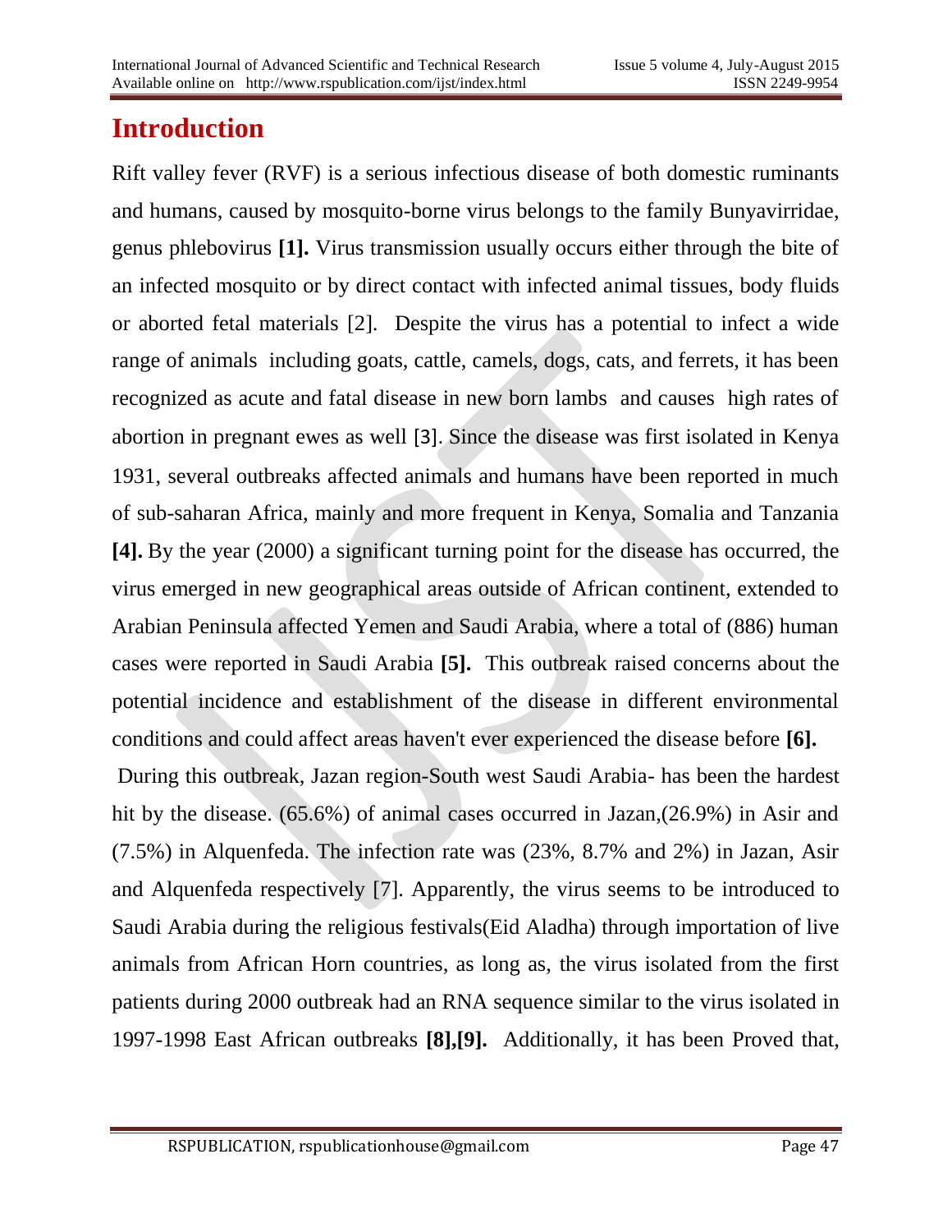# Introduction

Rift valley fever (RVF) is a serious infectious disease of both domestic ruminants and humans, caused by mosquito-borne virus belongs to the family Bunyavirridae, genus phlebovirus **[1].** Virus transmission usually occurs either through the bite of an infected mosquito or by direct contact with infected animal tissues, body fluids or aborted fetal materials [2]. Despite the virus has a potential to infect a wide range of animals including goats, cattle, camels, dogs, cats, and ferrets, it has been recognized as acute and fatal disease in new born lambs and causes high rates of abortion in pregnant ewes as well [3]. Since the disease was first isolated in Kenya 1931, several outbreaks affected animals and humans have been reported in much of sub-saharan Africa, mainly and more frequent in Kenya, Somalia and Tanzania **[4].** By the year (2000) a significant turning point for the disease has occurred, the virus emerged in new geographical areas outside of African continent, extended to Arabian Peninsula affected Yemen and Saudi Arabia, where a total of (886) human cases were reported in Saudi Arabia **[5].** This outbreak raised concerns about the potential incidence and establishment of the disease in different environmental conditions and could affect areas haven't ever experienced the disease before **[6].**

During this outbreak, Jazan region-South west Saudi Arabia- has been the hardest hit by the disease. (65.6%) of animal cases occurred in Jazan,(26.9%) in Asir and (7.5%) in Alquenfeda. The infection rate was (23%, 8.7% and 2%) in Jazan, Asir and Alquenfeda respectively [7]. Apparently, the virus seems to be introduced to Saudi Arabia during the religious festivals(Eid Aladha) through importation of live animals from African Horn countries, as long as, the virus isolated from the first patients during 2000 outbreak had an RNA sequence similar to the virus isolated in 1997-1998 East African outbreaks **[8],[9].** Additionally, it has been Proved that,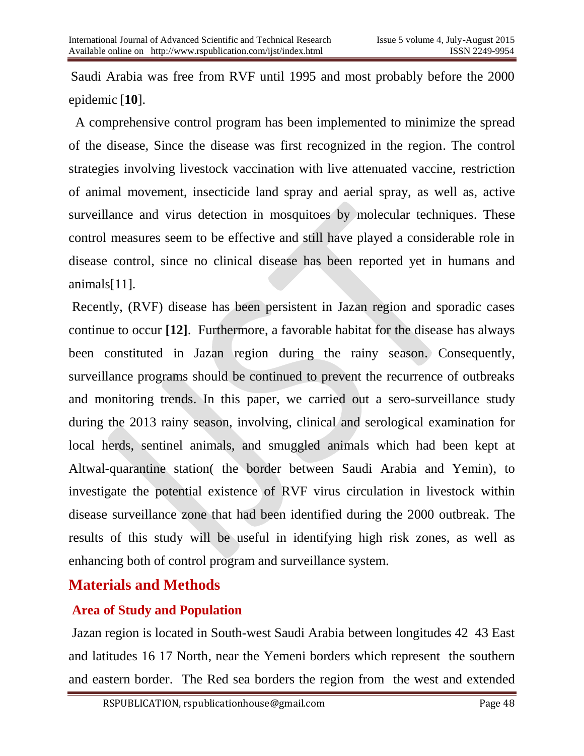Saudi Arabia was free from RVF until 1995 and most probably before the 2000 epidemic [**10**].

A comprehensive control program has been implemented to minimize the spread of the disease, Since the disease was first recognized in the region. The control strategies involving livestock vaccination with live attenuated vaccine, restriction of animal movement, insecticide land spray and aerial spray, as well as, active surveillance and virus detection in mosquitoes by molecular techniques. These control measures seem to be effective and still have played a considerable role in disease control, since no clinical disease has been reported yet in humans and animals[11].

Recently, (RVF) disease has been persistent in Jazan region and sporadic cases continue to occur **[12]**. Furthermore, a favorable habitat for the disease has always been constituted in Jazan region during the rainy season. Consequently, surveillance programs should be continued to prevent the recurrence of outbreaks and monitoring trends. In this paper, we carried out a sero-surveillance study during the 2013 rainy season, involving, clinical and serological examination for local herds, sentinel animals, and smuggled animals which had been kept at Altwal-quarantine station( the border between Saudi Arabia and Yemin), to investigate the potential existence of RVF virus circulation in livestock within disease surveillance zone that had been identified during the 2000 outbreak. The results of this study will be useful in identifying high risk zones, as well as enhancing both of control program and surveillance system.

## Materials and Methods

### Area of Study and Population

Jazan region is located in South-west Saudi Arabia between longitudes 42 43 East and latitudes 16 17 North, near the Yemeni borders which represent the southern and eastern border. The Red sea borders the region from the west and extended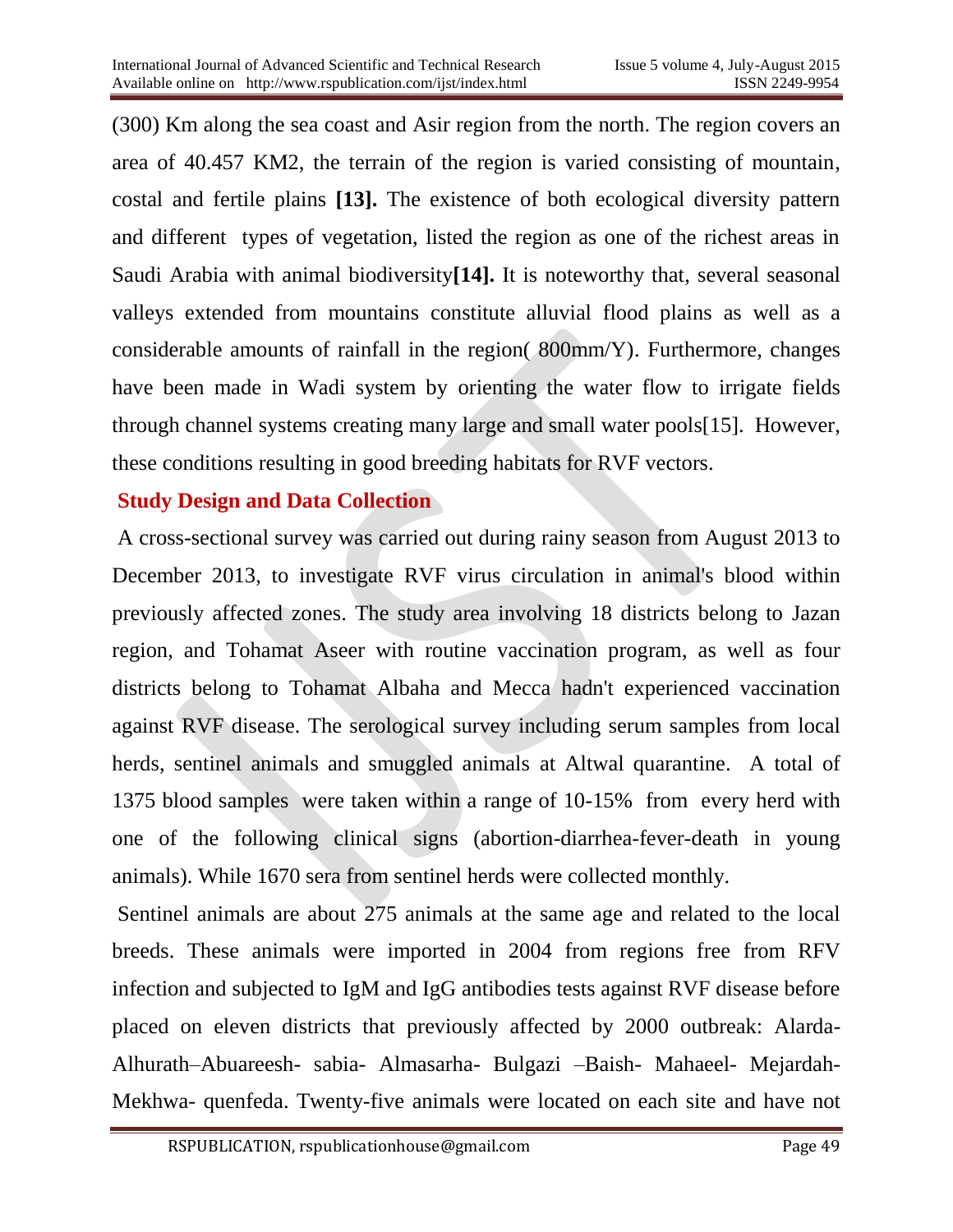(300) Km along the sea coast and Asir region from the north. The region covers an area of 40.457 KM2, the terrain of the region is varied consisting of mountain, costal and fertile plains **[13].** The existence of both ecological diversity pattern and different types of vegetation, listed the region as one of the richest areas in Saudi Arabia with animal biodiversity**[14].** It is noteworthy that, several seasonal valleys extended from mountains constitute alluvial flood plains as well as a considerable amounts of rainfall in the region( 800mm/Y). Furthermore, changes have been made in Wadi system by orienting the water flow to irrigate fields through channel systems creating many large and small water pools[15]. However, these conditions resulting in good breeding habitats for RVF vectors.

## Study Design and Data Collection

A cross-sectional survey was carried out during rainy season from August 2013 to December 2013, to investigate RVF virus circulation in animal's blood within previously affected zones. The study area involving 18 districts belong to Jazan region, and Tohamat Aseer with routine vaccination program, as well as four districts belong to Tohamat Albaha and Mecca hadn't experienced vaccination against RVF disease. The serological survey including serum samples from local herds, sentinel animals and smuggled animals at Altwal quarantine. A total of 1375 blood samples were taken within a range of 10-15% from every herd with one of the following clinical signs (abortion-diarrhea-fever-death in young animals). While 1670 sera from sentinel herds were collected monthly.

Sentinel animals are about 275 animals at the same age and related to the local breeds. These animals were imported in 2004 from regions free from RFV infection and subjected to IgM and IgG antibodies tests against RVF disease before placed on eleven districts that previously affected by 2000 outbreak: Alarda-Alhurath–Abuareesh- sabia- Almasarha- Bulgazi –Baish- Mahaeel- Mejardah-Mekhwa- quenfeda. Twenty-five animals were located on each site and have not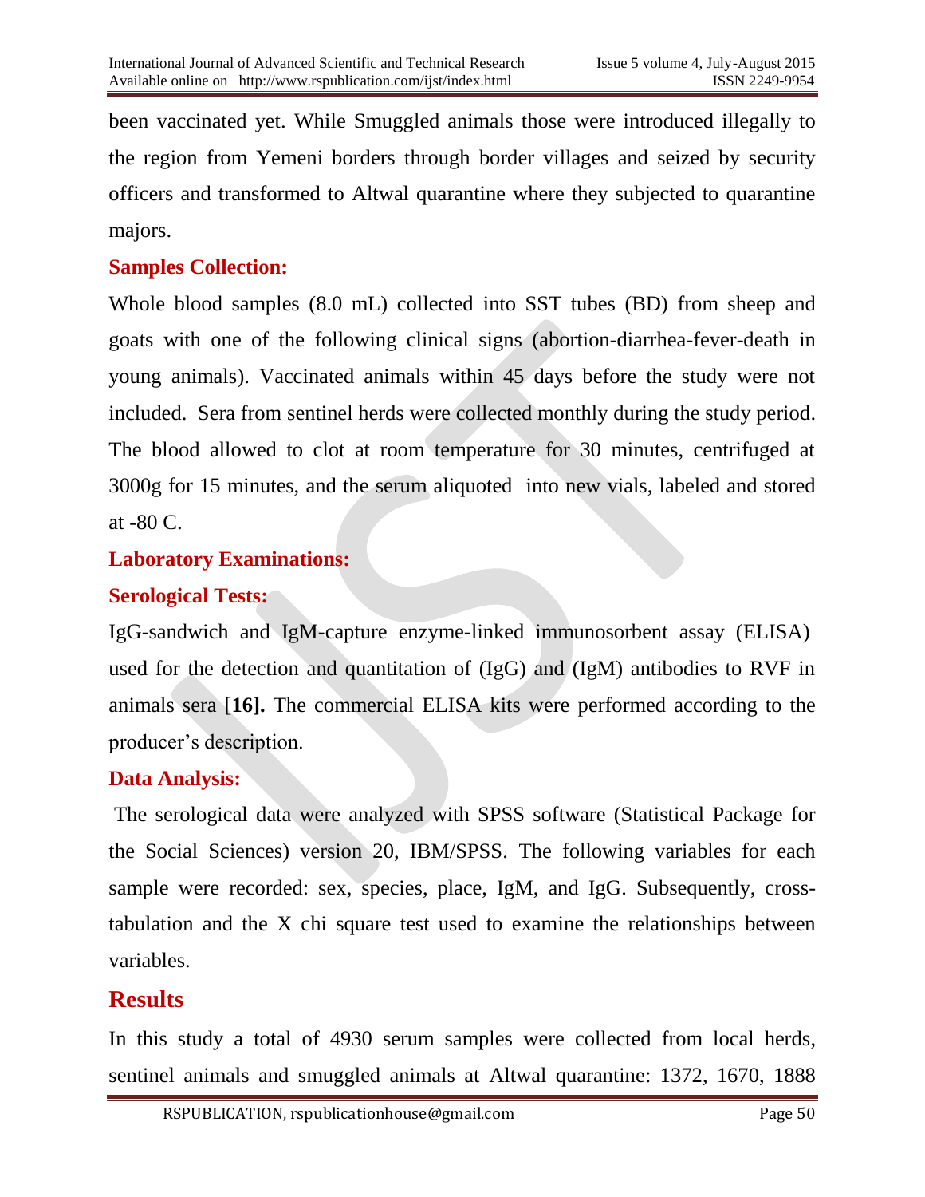been vaccinated yet. While Smuggled animals those were introduced illegally to the region from Yemeni borders through border villages and seized by security officers and transformed to Altwal quarantine where they subjected to quarantine majors.

### Samples Collection:

Whole blood samples (8.0 mL) collected into SST tubes (BD) from sheep and goats with one of the following clinical signs (abortion-diarrhea-fever-death in young animals). Vaccinated animals within 45 days before the study were not included. Sera from sentinel herds were collected monthly during the study period. The blood allowed to clot at room temperature for 30 minutes, centrifuged at 3000g for 15 minutes, and the serum aliquoted into new vials, labeled and stored at -80 C.

### Laboratory Examinations:

### Serological Tests:

IgG-sandwich and IgM-capture enzyme-linked immunosorbent assay (ELISA) used for the detection and quantitation of (IgG) and (IgM) antibodies to RVF in animals sera [**16].** The commercial ELISA kits were performed according to the producer's description.

### Data Analysis:

The serological data were analyzed with SPSS software (Statistical Package for the Social Sciences) version 20, IBM/SPSS. The following variables for each sample were recorded: sex, species, place, IgM, and IgG. Subsequently, cross-tabulation and the X chi square test used to examine the relationships between variables.

## Results

In this study a total of 4930 serum samples were collected from local herds, sentinel animals and smuggled animals at Altwal quarantine: 1372, 1670, 1888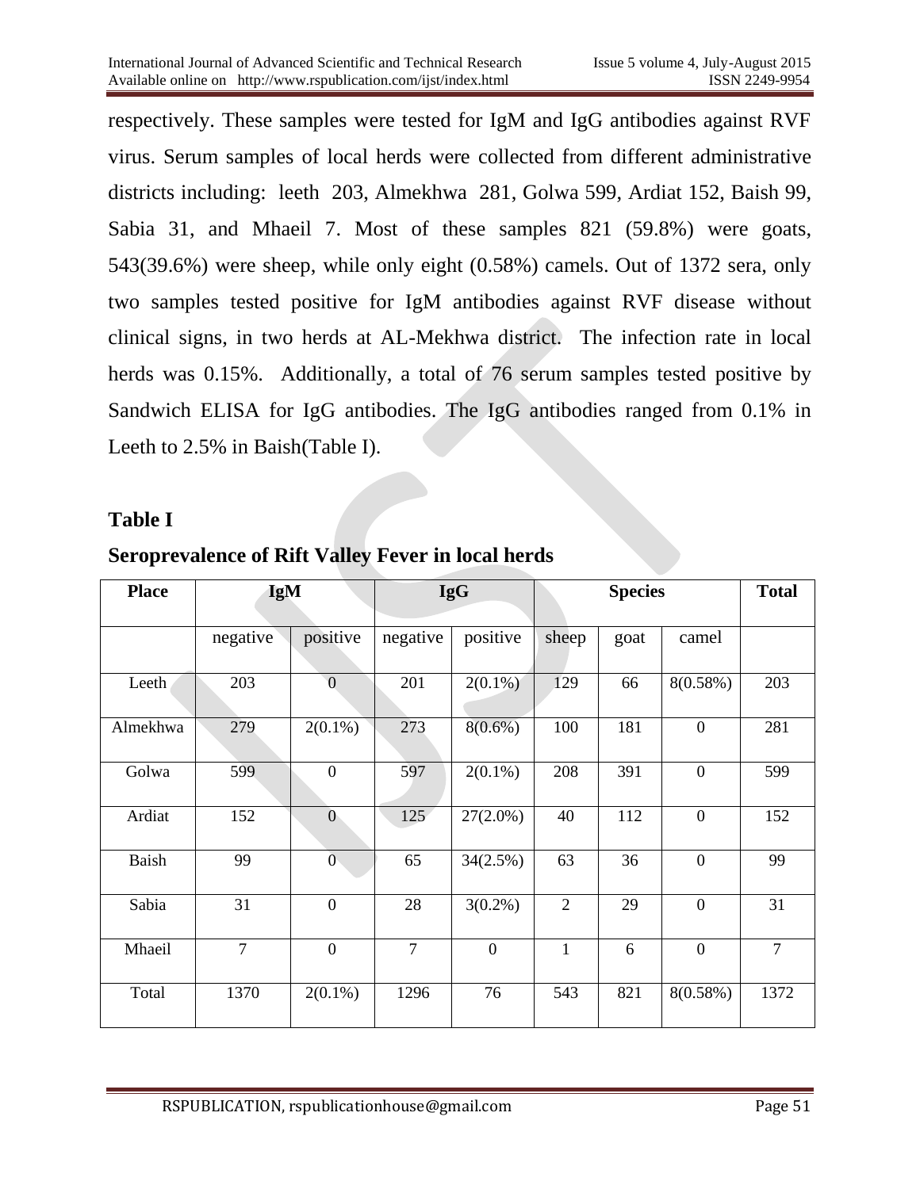respectively. These samples were tested for IgM and IgG antibodies against RVF virus. Serum samples of local herds were collected from different administrative districts including: leeth 203, Almekhwa 281, Golwa 599, Ardiat 152, Baish 99, Sabia 31, and Mhaeil 7. Most of these samples 821 (59.8%) were goats, 543(39.6%) were sheep, while only eight (0.58%) camels. Out of 1372 sera, only two samples tested positive for IgM antibodies against RVF disease without clinical signs, in two herds at AL-Mekhwa district. The infection rate in local herds was 0.15%. Additionally, a total of 76 serum samples tested positive by Sandwich ELISA for IgG antibodies. The IgG antibodies ranged from 0.1% in Leeth to 2.5% in Baish(Table I).

## Table I

**Seroprevalence of Rift Valley Fever in local herds**

| Place | IgM | | IgG | | Species | | | Total |
|---|---|---|---|---|---|---|---|---|
| | negative | positive | negative | positive | sheep | goat | camel | |
| Leeth | 203 | 0 | 201 | 2(0.1%) | 129 | 66 | 8(0.58%) | 203 |
| Almekhwa | 279 | 2(0.1%) | 273 | 8(0.6%) | 100 | 181 | 0 | 281 |
| Golwa | 599 | 0 | 597 | 2(0.1%) | 208 | 391 | 0 | 599 |
| Ardiat | 152 | 0 | 125 | 27(2.0%) | 40 | 112 | 0 | 152 |
| Baish | 99 | 0 | 65 | 34(2.5%) | 63 | 36 | 0 | 99 |
| Sabia | 31 | 0 | 28 | 3(0.2%) | 2 | 29 | 0 | 31 |
| Mhaeil | 7 | 0 | 7 | 0 | 1 | 6 | 0 | 7 |
| Total | 1370 | 2(0.1%) | 1296 | 76 | 543 | 821 | 8(0.58%) | 1372 |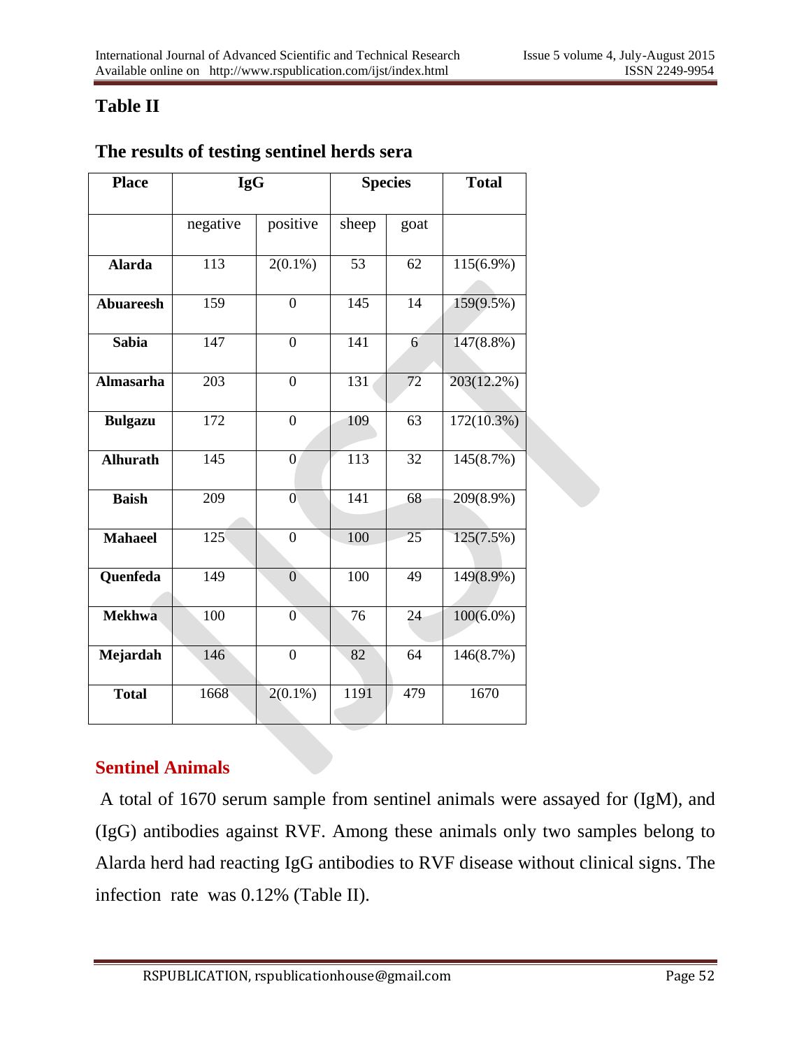# Table II

## The results of testing sentinel herds sera

| Place | IgG | | Species | | Total |
|---|---|---|---|---|---|
| | negative | positive | sheep | goat | |
| **Alarda** | 113 | 2(0.1%) | 53 | 62 | 115(6.9%) |
| **Abuareesh** | 159 | 0 | 145 | 14 | 159(9.5%) |
| **Sabia** | 147 | 0 | 141 | 6 | 147(8.8%) |
| **Almasarha** | 203 | 0 | 131 | 72 | 203(12.2%) |
| **Bulgazu** | 172 | 0 | 109 | 63 | 172(10.3%) |
| **Alhurath** | 145 | 0 | 113 | 32 | 145(8.7%) |
| **Baish** | 209 | 0 | 141 | 68 | 209(8.9%) |
| **Mahaeel** | 125 | 0 | 100 | 25 | 125(7.5%) |
| **Quenfeda** | 149 | 0 | 100 | 49 | 149(8.9%) |
| **Mekhwa** | 100 | 0 | 76 | 24 | 100(6.0%) |
| **Mejardah** | 146 | 0 | 82 | 64 | 146(8.7%) |
| **Total** | 1668 | 2(0.1%) | 1191 | 479 | 1670 |

## Sentinel Animals

A total of 1670 serum sample from sentinel animals were assayed for (IgM), and (IgG) antibodies against RVF. Among these animals only two samples belong to Alarda herd had reacting IgG antibodies to RVF disease without clinical signs. The infection rate was 0.12% (Table II).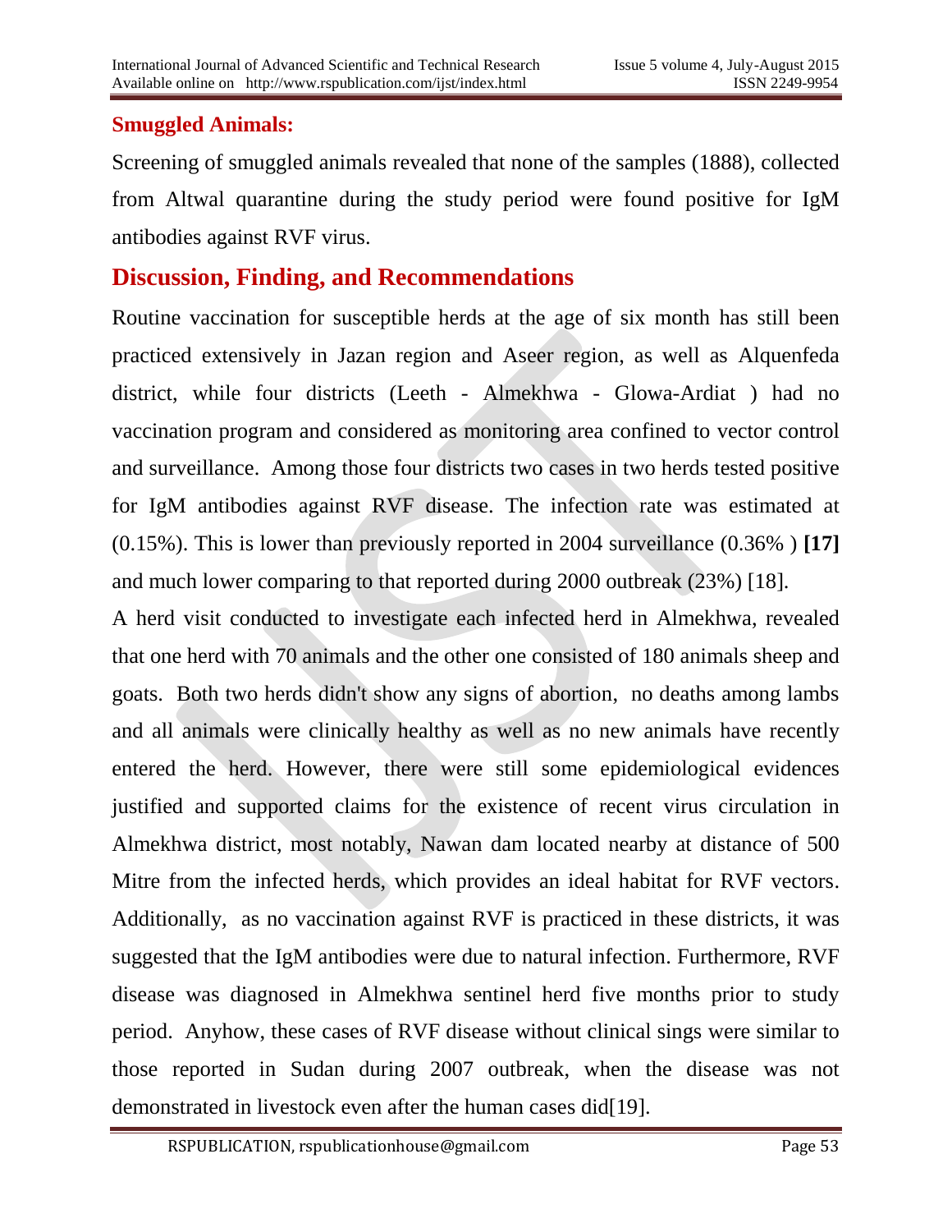### Smuggled Animals:

Screening of smuggled animals revealed that none of the samples (1888), collected from Altwal quarantine during the study period were found positive for IgM antibodies against RVF virus.

## Discussion, Finding, and Recommendations

Routine vaccination for susceptible herds at the age of six month has still been practiced extensively in Jazan region and Aseer region, as well as Alquenfeda district, while four districts (Leeth - Almekhwa - Glowa-Ardiat ) had no vaccination program and considered as monitoring area confined to vector control and surveillance. Among those four districts two cases in two herds tested positive for IgM antibodies against RVF disease. The infection rate was estimated at (0.15%). This is lower than previously reported in 2004 surveillance (0.36% ) **[17]** and much lower comparing to that reported during 2000 outbreak (23%) [18].

A herd visit conducted to investigate each infected herd in Almekhwa, revealed that one herd with 70 animals and the other one consisted of 180 animals sheep and goats. Both two herds didn't show any signs of abortion, no deaths among lambs and all animals were clinically healthy as well as no new animals have recently entered the herd. However, there were still some epidemiological evidences justified and supported claims for the existence of recent virus circulation in Almekhwa district, most notably, Nawan dam located nearby at distance of 500 Mitre from the infected herds, which provides an ideal habitat for RVF vectors. Additionally, as no vaccination against RVF is practiced in these districts, it was suggested that the IgM antibodies were due to natural infection. Furthermore, RVF disease was diagnosed in Almekhwa sentinel herd five months prior to study period. Anyhow, these cases of RVF disease without clinical sings were similar to those reported in Sudan during 2007 outbreak, when the disease was not demonstrated in livestock even after the human cases did[19].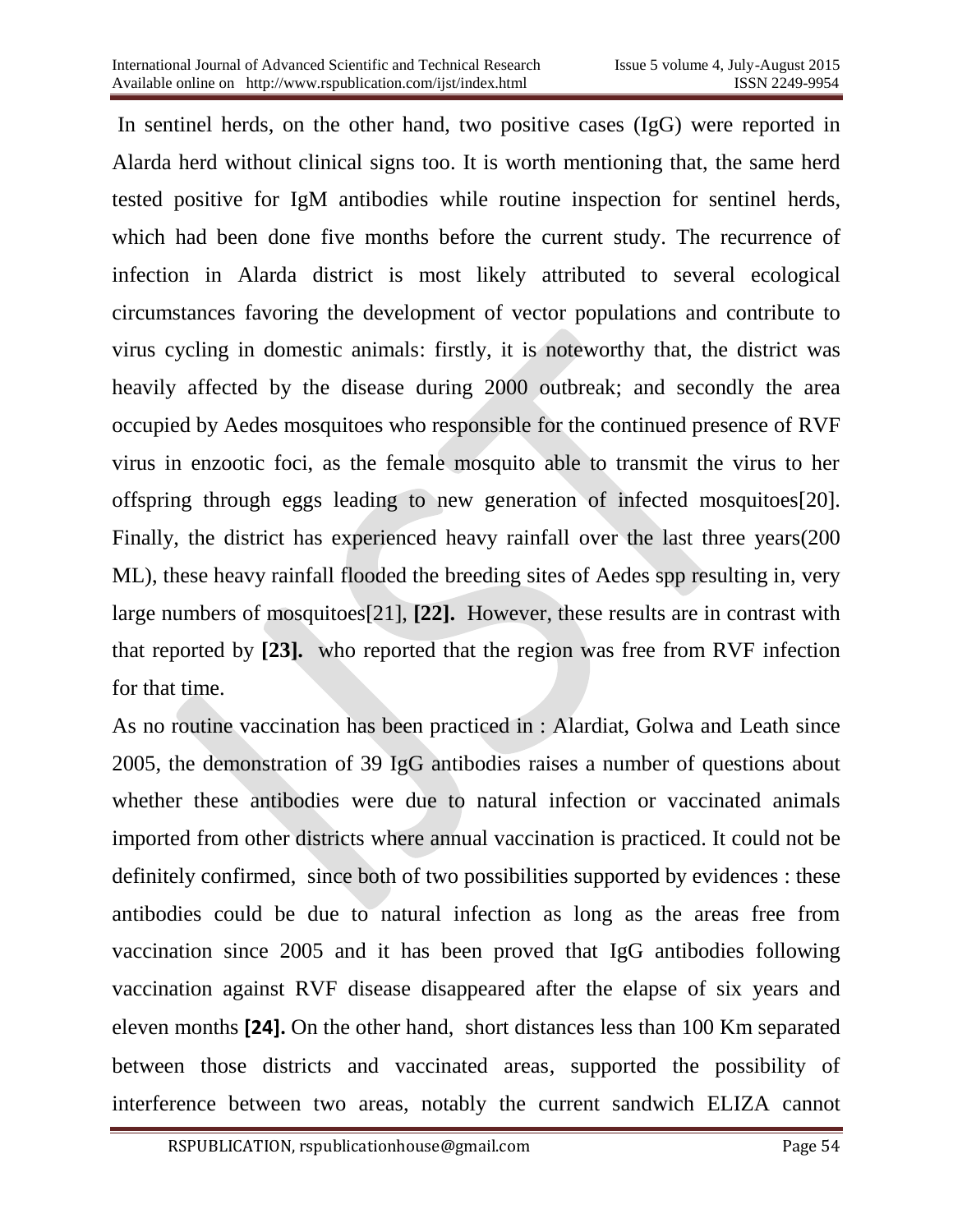In sentinel herds, on the other hand, two positive cases (IgG) were reported in Alarda herd without clinical signs too. It is worth mentioning that, the same herd tested positive for IgM antibodies while routine inspection for sentinel herds, which had been done five months before the current study. The recurrence of infection in Alarda district is most likely attributed to several ecological circumstances favoring the development of vector populations and contribute to virus cycling in domestic animals: firstly, it is noteworthy that, the district was heavily affected by the disease during 2000 outbreak; and secondly the area occupied by Aedes mosquitoes who responsible for the continued presence of RVF virus in enzootic foci, as the female mosquito able to transmit the virus to her offspring through eggs leading to new generation of infected mosquitoes[20]. Finally, the district has experienced heavy rainfall over the last three years(200 ML), these heavy rainfall flooded the breeding sites of Aedes spp resulting in, very large numbers of mosquitoes[21], **[22].** However, these results are in contrast with that reported by **[23].** who reported that the region was free from RVF infection for that time.

As no routine vaccination has been practiced in : Alardiat, Golwa and Leath since 2005, the demonstration of 39 IgG antibodies raises a number of questions about whether these antibodies were due to natural infection or vaccinated animals imported from other districts where annual vaccination is practiced. It could not be definitely confirmed, since both of two possibilities supported by evidences : these antibodies could be due to natural infection as long as the areas free from vaccination since 2005 and it has been proved that IgG antibodies following vaccination against RVF disease disappeared after the elapse of six years and eleven months **[24].** On the other hand, short distances less than 100 Km separated between those districts and vaccinated areas, supported the possibility of interference between two areas, notably the current sandwich ELIZA cannot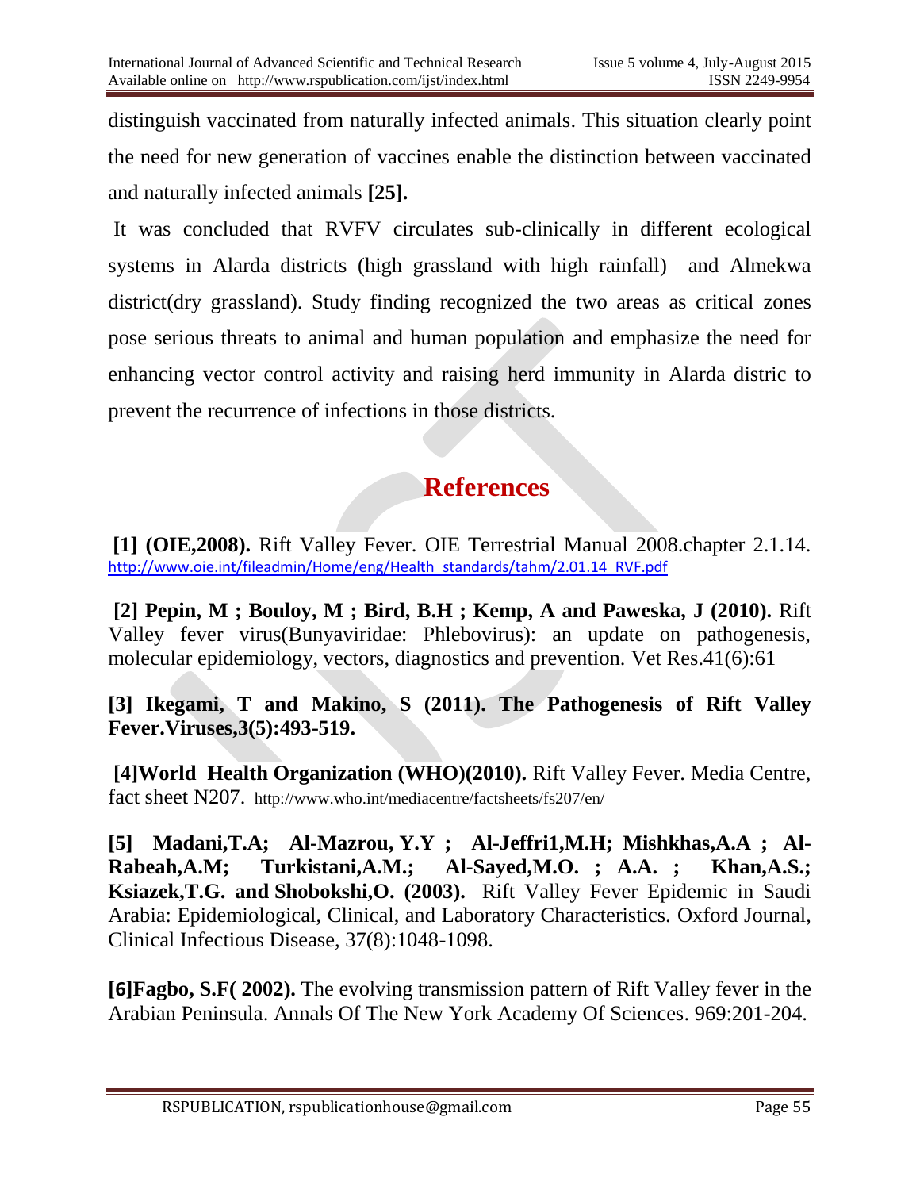distinguish vaccinated from naturally infected animals. This situation clearly point the need for new generation of vaccines enable the distinction between vaccinated and naturally infected animals **[25].**

It was concluded that RVFV circulates sub-clinically in different ecological systems in Alarda districts (high grassland with high rainfall) and Almekwa district(dry grassland). Study finding recognized the two areas as critical zones pose serious threats to animal and human population and emphasize the need for enhancing vector control activity and raising herd immunity in Alarda distric to prevent the recurrence of infections in those districts.

## References

**[1] (OIE,2008).** Rift Valley Fever. OIE Terrestrial Manual 2008.chapter 2.1.14. http://www.oie.int/fileadmin/Home/eng/Health_standards/tahm/2.01.14_RVF.pdf

**[2] Pepin, M ; Bouloy, M ; Bird, B.H ; Kemp, A and Paweska, J (2010).** Rift Valley fever virus(Bunyaviridae: Phlebovirus): an update on pathogenesis, molecular epidemiology, vectors, diagnostics and prevention. Vet Res.41(6):61

**[3] Ikegami, T and Makino, S (2011). The Pathogenesis of Rift Valley Fever.Viruses,3(5):493-519.**

**[4]World Health Organization (WHO)(2010).** Rift Valley Fever. Media Centre, fact sheet N207. http://www.who.int/mediacentre/factsheets/fs207/en/

**[5] Madani,T.A; Al-Mazrou, Y.Y ; Al-Jeffri1,M.H; Mishkhas,A.A ; Al-Rabeah,A.M; Turkistani,A.M.; Al-Sayed,M.O. ; A.A. ; Khan,A.S.; Ksiazek,T.G. and Shobokshi,O. (2003).** Rift Valley Fever Epidemic in Saudi Arabia: Epidemiological, Clinical, and Laboratory Characteristics. Oxford Journal, Clinical Infectious Disease, 37(8):1048-1098.

**[6]Fagbo, S.F( 2002).** The evolving transmission pattern of Rift Valley fever in the Arabian Peninsula. Annals Of The New York Academy Of Sciences. 969:201-204.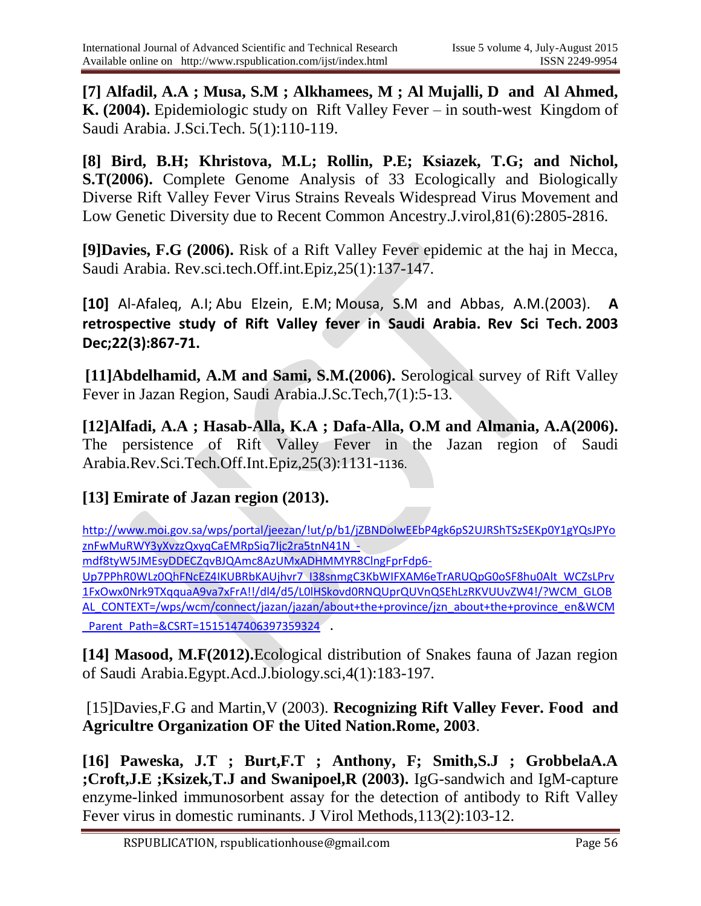**[7] Alfadil, A.A ; Musa, S.M ; Alkhamees, M ; Al Mujalli, D and Al Ahmed, K. (2004).** Epidemiologic study on Rift Valley Fever – in south-west Kingdom of Saudi Arabia. J.Sci.Tech. 5(1):110-119.

**[8] Bird, B.H; Khristova, M.L; Rollin, P.E; Ksiazek, T.G; and Nichol, S.T(2006).** Complete Genome Analysis of 33 Ecologically and Biologically Diverse Rift Valley Fever Virus Strains Reveals Widespread Virus Movement and Low Genetic Diversity due to Recent Common Ancestry.J.virol,81(6):2805-2816.

**[9]Davies, F.G (2006).** Risk of a Rift Valley Fever epidemic at the haj in Mecca, Saudi Arabia. Rev.sci.tech.Off.int.Epiz,25(1):137-147.

**[10]** Al-Afaleq, A.I; Abu Elzein, E.M; Mousa, S.M and Abbas, A.M.(2003). **A retrospective study of Rift Valley fever in Saudi Arabia. Rev Sci Tech. 2003 Dec;22(3):867-71.**

**[11]Abdelhamid, A.M and Sami, S.M.(2006).** Serological survey of Rift Valley Fever in Jazan Region, Saudi Arabia.J.Sc.Tech,7(1):5-13.

**[12]Alfadi, A.A ; Hasab-Alla, K.A ; Dafa-Alla, O.M and Almania, A.A(2006).** The persistence of Rift Valley Fever in the Jazan region of Saudi Arabia.Rev.Sci.Tech.Off.Int.Epiz,25(3):1131-1136.

**[13] Emirate of Jazan region (2013).**

http://www.moi.gov.sa/wps/portal/jeezan/!ut/p/b1/jZBNDoIwEEbP4gk6pS2UJRShTSzSEKp0Y1gYQsJPYoznFwMuRWY3yXvzzQxyqCaEMRpSiq7Ijc2ra5tnN41N_-mdf8tyW5JMEsyDDECZqvBJQAmc8AzUMxADHMMYR8ClngFprFdp6-Up7PPhR0WLz0QhFNcEZ4IKUBRbKAUjhvr7_I38snmgC3KbWIFXAM6eTrARUQpG0oSF8hu0Alt_WCZsLPrv1FxOwx0Nrk9TXqquaA9va7xFrA!!/dl4/d5/L0lHSkovd0RNQUprQUVnQSEhLzRKVUUvZW4!/?WCM_GLOBAL_CONTEXT=/wps/wcm/connect/jazan/jazan/about+the+province/jzn_about+the+province_en&WCM_Parent_Path=&CSRT=1515147406397359324 .

**[14] Masood, M.F(2012).**Ecological distribution of Snakes fauna of Jazan region of Saudi Arabia.Egypt.Acd.J.biology.sci,4(1):183-197.

[15]Davies,F.G and Martin,V (2003). **Recognizing Rift Valley Fever. Food and Agricultre Organization OF the Uited Nation.Rome, 2003**.

**[16] Paweska, J.T ; Burt,F.T ; Anthony, F; Smith,S.J ; GrobbelaA.A ;Croft,J.E ;Ksizek,T.J and Swanipoel,R (2003).** IgG-sandwich and IgM-capture enzyme-linked immunosorbent assay for the detection of antibody to Rift Valley Fever virus in domestic ruminants. J Virol Methods,113(2):103-12.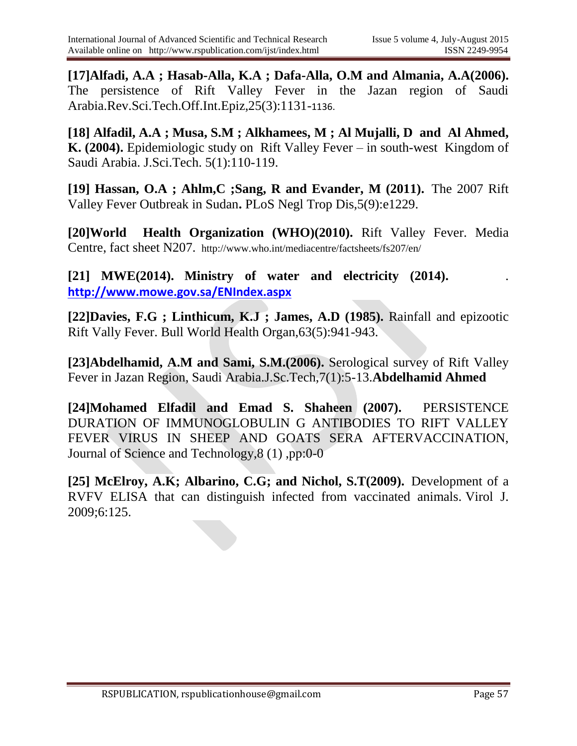**[17]Alfadi, A.A ; Hasab-Alla, K.A ; Dafa-Alla, O.M and Almania, A.A(2006).** The persistence of Rift Valley Fever in the Jazan region of Saudi Arabia.Rev.Sci.Tech.Off.Int.Epiz,25(3):1131-1136.

**[18] Alfadil, A.A ; Musa, S.M ; Alkhamees, M ; Al Mujalli, D and Al Ahmed, K. (2004).** Epidemiologic study on Rift Valley Fever – in south-west Kingdom of Saudi Arabia. J.Sci.Tech. 5(1):110-119.

**[19] Hassan, O.A ; Ahlm,C ;Sang, R and Evander, M (2011).** The 2007 Rift Valley Fever Outbreak in Sudan**.** PLoS Negl Trop Dis,5(9):e1229.

**[20]World Health Organization (WHO)(2010).** Rift Valley Fever. Media Centre, fact sheet N207. http://www.who.int/mediacentre/factsheets/fs207/en/

**[21] MWE(2014). Ministry of water and electricity (2014).** . **http://www.mowe.gov.sa/ENIndex.aspx**

**[22]Davies, F.G ; Linthicum, K.J ; James, A.D (1985).** Rainfall and epizootic Rift Vally Fever. Bull World Health Organ,63(5):941-943.

**[23]Abdelhamid, A.M and Sami, S.M.(2006).** Serological survey of Rift Valley Fever in Jazan Region, Saudi Arabia.J.Sc.Tech,7(1):5-13.**Abdelhamid Ahmed**

**[24]Mohamed Elfadil and Emad S. Shaheen (2007).** PERSISTENCE DURATION OF IMMUNOGLOBULIN G ANTIBODIES TO RIFT VALLEY FEVER VIRUS IN SHEEP AND GOATS SERA AFTERVACCINATION, Journal of Science and Technology,8 (1) ,pp:0-0

**[25] McElroy, A.K; Albarino, C.G; and Nichol, S.T(2009).** Development of a RVFV ELISA that can distinguish infected from vaccinated animals. Virol J. 2009;6:125.